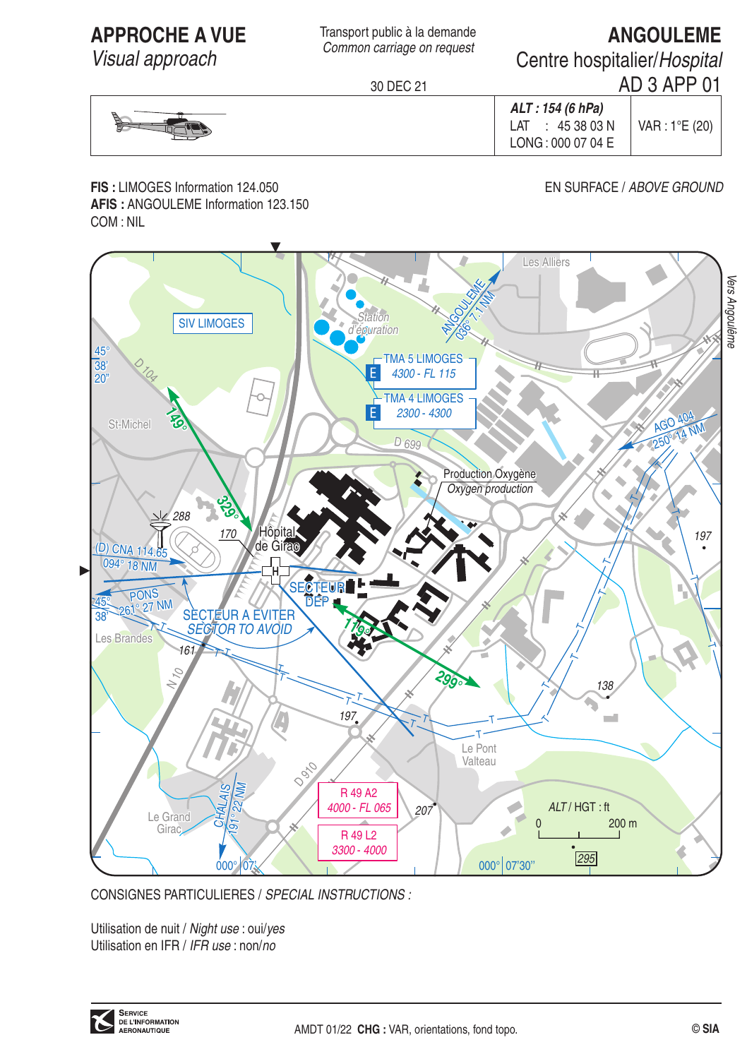# APPROCHE A VUE
*Visual approach*

Transport public à la demande
*Common carriage on request*

30 DEC 21

# ANGOULEME
Centre hospitalier/*Hospital*
AD 3 APP 01

| ALT : 154 (6 hPa) | VAR : 1°E (20) |
|---|---|
| LAT : 45 38 03 N | |
| LONG : 000 07 04 E | |

**FIS :** LIMOGES Information 124.050
**AFIS :** ANGOULEME Information 123.150
COM : NIL

EN SURFACE / *ABOVE GROUND*

SIV LIMOGES

TMA 5 LIMOGES E *4300 - FL 115*

TMA 4 LIMOGES E *2300 - 4300*

R 49 A2 *4000 - FL 065*

R 49 L2 *3300 - 4000*

Station d'épuration

Production Oxygène / *Oxygen production*

Hôpital de Girac

SECTEUR DEP

SECTEUR A EVITER / *SECTOR TO AVOID*

ANGOULEME 036° 7.1 NM

AGO 404 250° 14 NM

(D) CNA 114.65 094° 18 NM

PONS 261° 27 NM

CHALAIS 191° 22 NM

149° / 329° / 119° / 299°

Vers Angoulême

ALT / HGT : ft

0 — 200 m

CONSIGNES PARTICULIERES / *SPECIAL INSTRUCTIONS :*

Utilisation de nuit / *Night use* : oui/*yes*
Utilisation en IFR / *IFR use* : non/*no*

AMDT 01/22 **CHG :** VAR, orientations, fond topo.

© SIA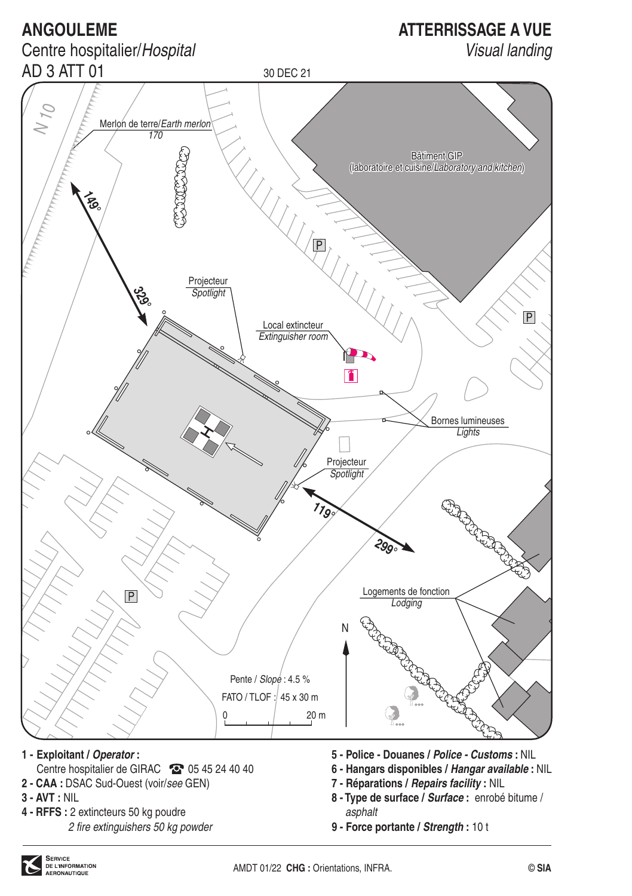# ANGOULEME

Centre hospitalier/*Hospital*

AD 3 ATT 01

30 DEC 21

## ATTERRISSAGE A VUE

*Visual landing*

N 10

Merlon de terre/*Earth merlon*
170

Bâtiment GIP
(laboratoire et cuisine/*Laboratory and kitchen*)

149°

329°

Projecteur
*Spotlight*

Local extincteur
*Extinguisher room*

P

P

Bornes lumineuses
*Lights*

Projecteur
*Spotlight*

119°

299°

P

Logements de fonction
*Lodging*

N

Pente / *Slope* : 4.5 %

FATO / TLOF : 45 x 30 m

0 20 m

**1 - Exploitant / *Operator* :**
Centre hospitalier de GIRAC ☎ 05 45 24 40 40

**2 - CAA :** DSAC Sud-Ouest (voir/*see* GEN)

**3 - AVT :** NIL

**4 - RFFS :** 2 extincteurs 50 kg poudre
*2 fire extinguishers 50 kg powder*

**5 - Police - Douanes / *Police - Customs* :** NIL

**6 - Hangars disponibles / *Hangar available* :** NIL

**7 - Réparations / *Repairs facility* :** NIL

**8 - Type de surface / *Surface* :** enrobé bitume / *asphalt*

**9 - Force portante / *Strength* :** 10 t

AMDT 01/22 **CHG :** Orientations, INFRA.